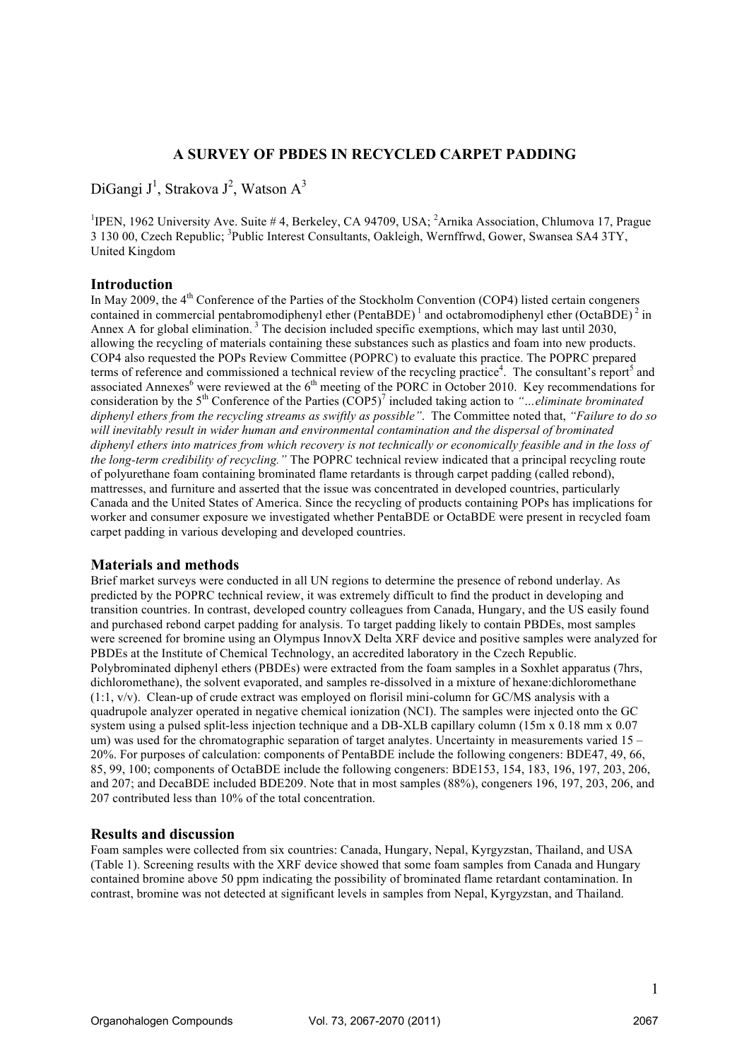# A SURVEY OF PBDES IN RECYCLED CARPET PADDING

DiGangi J[1], Strakova J[2], Watson A[3]

[1]IPEN, 1962 University Ave. Suite # 4, Berkeley, CA 94709, USA; [2]Arnika Association, Chlumova 17, Prague 3 130 00, Czech Republic; [3]Public Interest Consultants, Oakleigh, Wernffrwd, Gower, Swansea SA4 3TY, United Kingdom

## Introduction

In May 2009, the 4[th] Conference of the Parties of the Stockholm Convention (COP4) listed certain congeners contained in commercial pentabromodiphenyl ether (PentaBDE) [1] and octabromodiphenyl ether (OctaBDE) [2] in Annex A for global elimination. [3] The decision included specific exemptions, which may last until 2030, allowing the recycling of materials containing these substances such as plastics and foam into new products. COP4 also requested the POPs Review Committee (POPRC) to evaluate this practice. The POPRC prepared terms of reference and commissioned a technical review of the recycling practice[4]. The consultant's report[5] and associated Annexes[6] were reviewed at the 6[th] meeting of the PORC in October 2010. Key recommendations for consideration by the 5[th] Conference of the Parties (COP5)[7] included taking action to *"…eliminate brominated diphenyl ethers from the recycling streams as swiftly as possible"*. The Committee noted that, *"Failure to do so will inevitably result in wider human and environmental contamination and the dispersal of brominated diphenyl ethers into matrices from which recovery is not technically or economically feasible and in the loss of the long-term credibility of recycling."* The POPRC technical review indicated that a principal recycling route of polyurethane foam containing brominated flame retardants is through carpet padding (called rebond), mattresses, and furniture and asserted that the issue was concentrated in developed countries, particularly Canada and the United States of America. Since the recycling of products containing POPs has implications for worker and consumer exposure we investigated whether PentaBDE or OctaBDE were present in recycled foam carpet padding in various developing and developed countries.

## Materials and methods

Brief market surveys were conducted in all UN regions to determine the presence of rebond underlay. As predicted by the POPRC technical review, it was extremely difficult to find the product in developing and transition countries. In contrast, developed country colleagues from Canada, Hungary, and the US easily found and purchased rebond carpet padding for analysis. To target padding likely to contain PBDEs, most samples were screened for bromine using an Olympus InnovX Delta XRF device and positive samples were analyzed for PBDEs at the Institute of Chemical Technology, an accredited laboratory in the Czech Republic. Polybrominated diphenyl ethers (PBDEs) were extracted from the foam samples in a Soxhlet apparatus (7hrs, dichloromethane), the solvent evaporated, and samples re-dissolved in a mixture of hexane:dichloromethane (1:1, v/v). Clean-up of crude extract was employed on florisil mini-column for GC/MS analysis with a quadrupole analyzer operated in negative chemical ionization (NCI). The samples were injected onto the GC system using a pulsed split-less injection technique and a DB-XLB capillary column (15m x 0.18 mm x 0.07 um) was used for the chromatographic separation of target analytes. Uncertainty in measurements varied 15 – 20%. For purposes of calculation: components of PentaBDE include the following congeners: BDE47, 49, 66, 85, 99, 100; components of OctaBDE include the following congeners: BDE153, 154, 183, 196, 197, 203, 206, and 207; and DecaBDE included BDE209. Note that in most samples (88%), congeners 196, 197, 203, 206, and 207 contributed less than 10% of the total concentration.

## Results and discussion

Foam samples were collected from six countries: Canada, Hungary, Nepal, Kyrgyzstan, Thailand, and USA (Table 1). Screening results with the XRF device showed that some foam samples from Canada and Hungary contained bromine above 50 ppm indicating the possibility of brominated flame retardant contamination. In contrast, bromine was not detected at significant levels in samples from Nepal, Kyrgyzstan, and Thailand.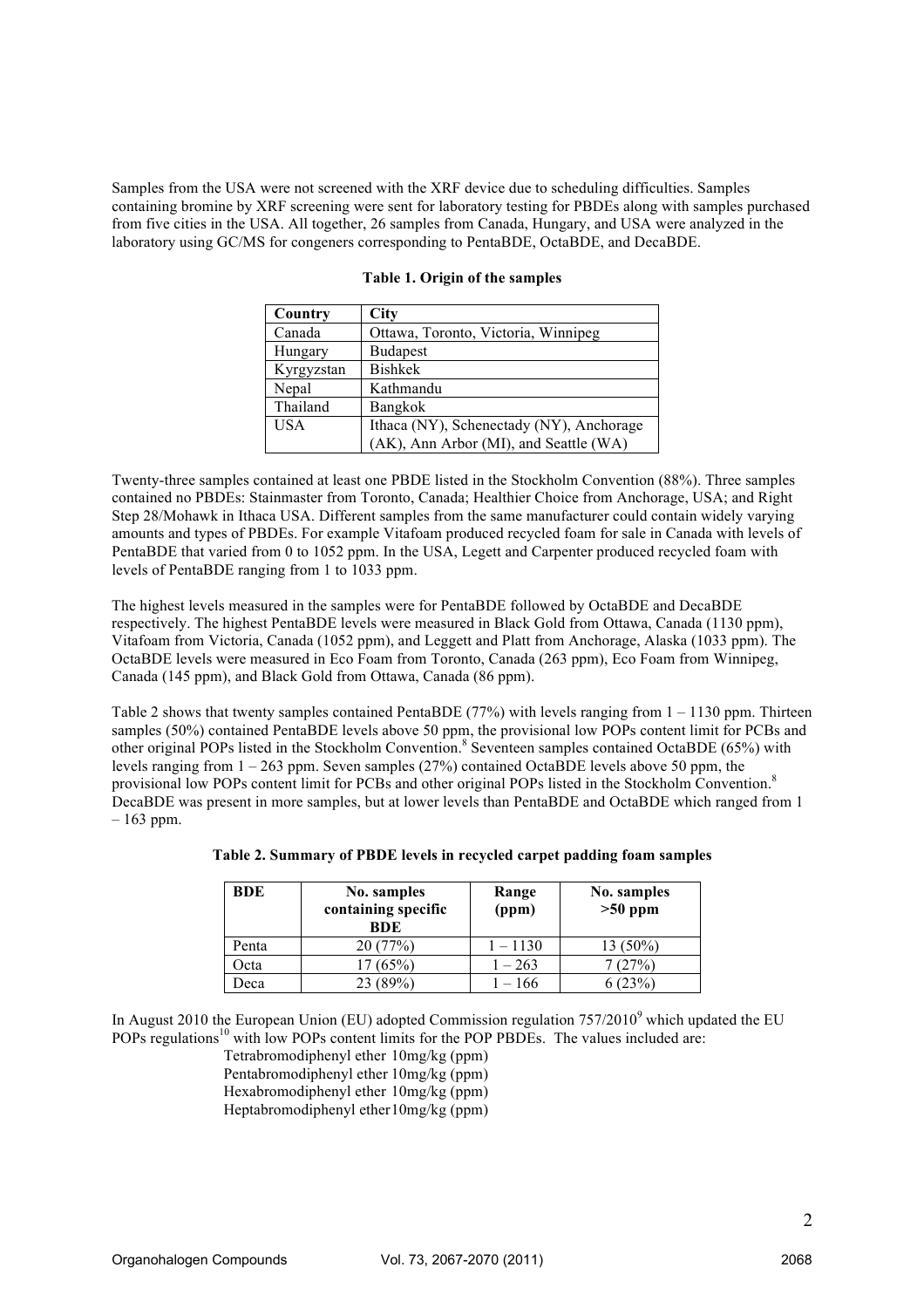Samples from the USA were not screened with the XRF device due to scheduling difficulties. Samples containing bromine by XRF screening were sent for laboratory testing for PBDEs along with samples purchased from five cities in the USA. All together, 26 samples from Canada, Hungary, and USA were analyzed in the laboratory using GC/MS for congeners corresponding to PentaBDE, OctaBDE, and DecaBDE.

**Table 1. Origin of the samples**

| Country | City |
|---|---|
| Canada | Ottawa, Toronto, Victoria, Winnipeg |
| Hungary | Budapest |
| Kyrgyzstan | Bishkek |
| Nepal | Kathmandu |
| Thailand | Bangkok |
| USA | Ithaca (NY), Schenectady (NY), Anchorage (AK), Ann Arbor (MI), and Seattle (WA) |

Twenty-three samples contained at least one PBDE listed in the Stockholm Convention (88%). Three samples contained no PBDEs: Stainmaster from Toronto, Canada; Healthier Choice from Anchorage, USA; and Right Step 28/Mohawk in Ithaca USA. Different samples from the same manufacturer could contain widely varying amounts and types of PBDEs. For example Vitafoam produced recycled foam for sale in Canada with levels of PentaBDE that varied from 0 to 1052 ppm. In the USA, Legett and Carpenter produced recycled foam with levels of PentaBDE ranging from 1 to 1033 ppm.

The highest levels measured in the samples were for PentaBDE followed by OctaBDE and DecaBDE respectively. The highest PentaBDE levels were measured in Black Gold from Ottawa, Canada (1130 ppm), Vitafoam from Victoria, Canada (1052 ppm), and Leggett and Platt from Anchorage, Alaska (1033 ppm). The OctaBDE levels were measured in Eco Foam from Toronto, Canada (263 ppm), Eco Foam from Winnipeg, Canada (145 ppm), and Black Gold from Ottawa, Canada (86 ppm).

Table 2 shows that twenty samples contained PentaBDE (77%) with levels ranging from 1 – 1130 ppm. Thirteen samples (50%) contained PentaBDE levels above 50 ppm, the provisional low POPs content limit for PCBs and other original POPs listed in the Stockholm Convention.[8] Seventeen samples contained OctaBDE (65%) with levels ranging from 1 – 263 ppm. Seven samples (27%) contained OctaBDE levels above 50 ppm, the provisional low POPs content limit for PCBs and other original POPs listed in the Stockholm Convention.[8] DecaBDE was present in more samples, but at lower levels than PentaBDE and OctaBDE which ranged from 1 – 163 ppm.

**Table 2. Summary of PBDE levels in recycled carpet padding foam samples**

| BDE | No. samples containing specific BDE | Range (ppm) | No. samples >50 ppm |
|---|---|---|---|
| Penta | 20 (77%) | 1 – 1130 | 13 (50%) |
| Octa | 17 (65%) | 1 – 263 | 7 (27%) |
| Deca | 23 (89%) | 1 – 166 | 6 (23%) |

In August 2010 the European Union (EU) adopted Commission regulation 757/2010[9] which updated the EU POPs regulations[10] with low POPs content limits for the POP PBDEs. The values included are:

Tetrabromodiphenyl ether 10mg/kg (ppm)
Pentabromodiphenyl ether 10mg/kg (ppm)
Hexabromodiphenyl ether 10mg/kg (ppm)
Heptabromodiphenyl ether10mg/kg (ppm)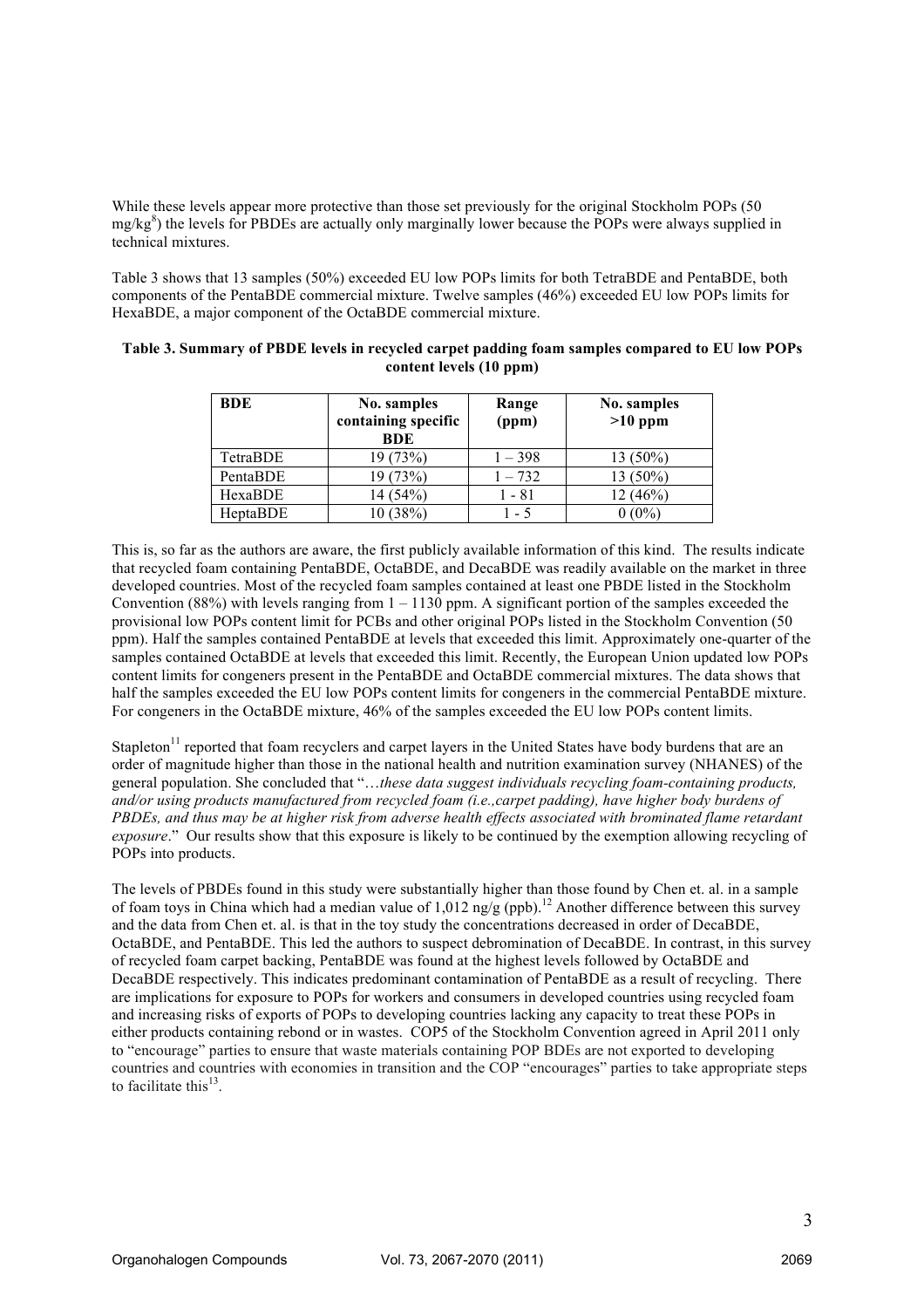While these levels appear more protective than those set previously for the original Stockholm POPs (50 mg/kg[8]) the levels for PBDEs are actually only marginally lower because the POPs were always supplied in technical mixtures.

Table 3 shows that 13 samples (50%) exceeded EU low POPs limits for both TetraBDE and PentaBDE, both components of the PentaBDE commercial mixture. Twelve samples (46%) exceeded EU low POPs limits for HexaBDE, a major component of the OctaBDE commercial mixture.

**Table 3. Summary of PBDE levels in recycled carpet padding foam samples compared to EU low POPs content levels (10 ppm)**

| BDE | No. samples containing specific BDE | Range (ppm) | No. samples >10 ppm |
|---|---|---|---|
| TetraBDE | 19 (73%) | 1 – 398 | 13 (50%) |
| PentaBDE | 19 (73%) | 1 – 732 | 13 (50%) |
| HexaBDE | 14 (54%) | 1 - 81 | 12 (46%) |
| HeptaBDE | 10 (38%) | 1 - 5 | 0 (0%) |

This is, so far as the authors are aware, the first publicly available information of this kind. The results indicate that recycled foam containing PentaBDE, OctaBDE, and DecaBDE was readily available on the market in three developed countries. Most of the recycled foam samples contained at least one PBDE listed in the Stockholm Convention (88%) with levels ranging from 1 – 1130 ppm. A significant portion of the samples exceeded the provisional low POPs content limit for PCBs and other original POPs listed in the Stockholm Convention (50 ppm). Half the samples contained PentaBDE at levels that exceeded this limit. Approximately one-quarter of the samples contained OctaBDE at levels that exceeded this limit. Recently, the European Union updated low POPs content limits for congeners present in the PentaBDE and OctaBDE commercial mixtures. The data shows that half the samples exceeded the EU low POPs content limits for congeners in the commercial PentaBDE mixture. For congeners in the OctaBDE mixture, 46% of the samples exceeded the EU low POPs content limits.

Stapleton[11] reported that foam recyclers and carpet layers in the United States have body burdens that are an order of magnitude higher than those in the national health and nutrition examination survey (NHANES) of the general population. She concluded that "…*these data suggest individuals recycling foam-containing products, and/or using products manufactured from recycled foam (i.e.,carpet padding), have higher body burdens of PBDEs, and thus may be at higher risk from adverse health effects associated with brominated flame retardant exposure*." Our results show that this exposure is likely to be continued by the exemption allowing recycling of POPs into products.

The levels of PBDEs found in this study were substantially higher than those found by Chen et. al. in a sample of foam toys in China which had a median value of 1,012 ng/g (ppb).[12] Another difference between this survey and the data from Chen et. al. is that in the toy study the concentrations decreased in order of DecaBDE, OctaBDE, and PentaBDE. This led the authors to suspect debromination of DecaBDE. In contrast, in this survey of recycled foam carpet backing, PentaBDE was found at the highest levels followed by OctaBDE and DecaBDE respectively. This indicates predominant contamination of PentaBDE as a result of recycling. There are implications for exposure to POPs for workers and consumers in developed countries using recycled foam and increasing risks of exports of POPs to developing countries lacking any capacity to treat these POPs in either products containing rebond or in wastes. COP5 of the Stockholm Convention agreed in April 2011 only to "encourage" parties to ensure that waste materials containing POP BDEs are not exported to developing countries and countries with economies in transition and the COP "encourages" parties to take appropriate steps to facilitate this[13].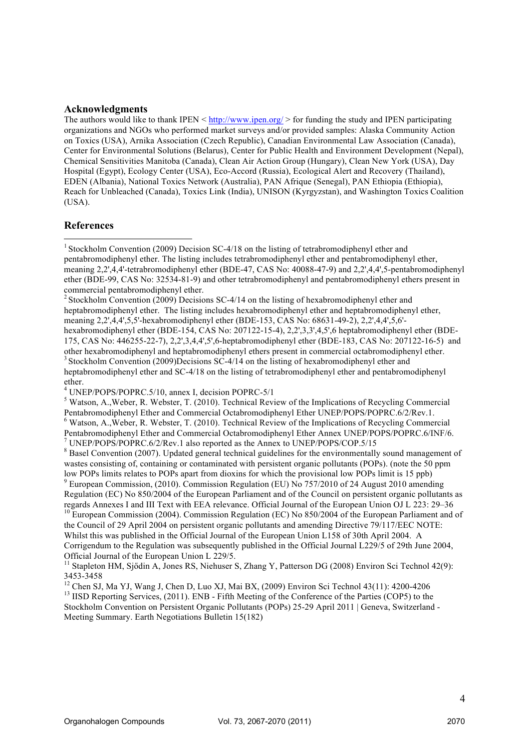## Acknowledgments

The authors would like to thank IPEN < http://www.ipen.org/ > for funding the study and IPEN participating organizations and NGOs who performed market surveys and/or provided samples: Alaska Community Action on Toxics (USA), Arnika Association (Czech Republic), Canadian Environmental Law Association (Canada), Center for Environmental Solutions (Belarus), Center for Public Health and Environment Development (Nepal), Chemical Sensitivities Manitoba (Canada), Clean Air Action Group (Hungary), Clean New York (USA), Day Hospital (Egypt), Ecology Center (USA), Eco-Accord (Russia), Ecological Alert and Recovery (Thailand), EDEN (Albania), National Toxics Network (Australia), PAN Afrique (Senegal), PAN Ethiopia (Ethiopia), Reach for Unbleached (Canada), Toxics Link (India), UNISON (Kyrgyzstan), and Washington Toxics Coalition (USA).

## References

[1] Stockholm Convention (2009) Decision SC-4/18 on the listing of tetrabromodiphenyl ether and pentabromodiphenyl ether. The listing includes tetrabromodiphenyl ether and pentabromodiphenyl ether, meaning 2,2',4,4'-tetrabromodiphenyl ether (BDE-47, CAS No: 40088-47-9) and 2,2',4,4',5-pentabromodiphenyl ether (BDE-99, CAS No: 32534-81-9) and other tetrabromodiphenyl and pentabromodiphenyl ethers present in commercial pentabromodiphenyl ether.

[2] Stockholm Convention (2009) Decisions SC-4/14 on the listing of hexabromodiphenyl ether and heptabromodiphenyl ether. The listing includes hexabromodiphenyl ether and heptabromodiphenyl ether, meaning 2,2',4,4',5,5'-hexabromodiphenyl ether (BDE-153, CAS No: 68631-49-2), 2,2',4,4',5,6'-hexabromodiphenyl ether (BDE-154, CAS No: 207122-15-4), 2,2',3,3',4,5',6 heptabromodiphenyl ether (BDE-175, CAS No: 446255-22-7), 2,2',3,4,4',5',6-heptabromodiphenyl ether (BDE-183, CAS No: 207122-16-5) and other hexabromodiphenyl and heptabromodiphenyl ethers present in commercial octabromodiphenyl ether.

[3] Stockholm Convention (2009)Decisions SC-4/14 on the listing of hexabromodiphenyl ether and heptabromodiphenyl ether and SC-4/18 on the listing of tetrabromodiphenyl ether and pentabromodiphenyl ether.

[4] UNEP/POPS/POPRC.5/10, annex I, decision POPRC-5/1

[5] Watson, A.,Weber, R. Webster, T. (2010). Technical Review of the Implications of Recycling Commercial Pentabromodiphenyl Ether and Commercial Octabromodiphenyl Ether UNEP/POPS/POPRC.6/2/Rev.1.

[6] Watson, A.,Weber, R. Webster, T. (2010). Technical Review of the Implications of Recycling Commercial Pentabromodiphenyl Ether and Commercial Octabromodiphenyl Ether Annex UNEP/POPS/POPRC.6/INF/6.

[7] UNEP/POPS/POPRC.6/2/Rev.1 also reported as the Annex to UNEP/POPS/COP.5/15

[8] Basel Convention (2007). Updated general technical guidelines for the environmentally sound management of wastes consisting of, containing or contaminated with persistent organic pollutants (POPs). (note the 50 ppm low POPs limits relates to POPs apart from dioxins for which the provisional low POPs limit is 15 ppb)

[9] European Commission, (2010). Commission Regulation (EU) No 757/2010 of 24 August 2010 amending Regulation (EC) No 850/2004 of the European Parliament and of the Council on persistent organic pollutants as regards Annexes I and III Text with EEA relevance. Official Journal of the European Union OJ L 223: 29–36

[10] European Commission (2004). Commission Regulation (EC) No 850/2004 of the European Parliament and of the Council of 29 April 2004 on persistent organic pollutants and amending Directive 79/117/EEC NOTE: Whilst this was published in the Official Journal of the European Union L158 of 30th April 2004. A Corrigendum to the Regulation was subsequently published in the Official Journal L229/5 of 29th June 2004, Official Journal of the European Union L 229/5.

[11] Stapleton HM, Sjődin A, Jones RS, Niehuser S, Zhang Y, Patterson DG (2008) Environ Sci Technol 42(9): 3453-3458

[12] Chen SJ, Ma YJ, Wang J, Chen D, Luo XJ, Mai BX, (2009) Environ Sci Technol 43(11): 4200-4206

[13] IISD Reporting Services, (2011). ENB - Fifth Meeting of the Conference of the Parties (COP5) to the Stockholm Convention on Persistent Organic Pollutants (POPs) 25-29 April 2011 | Geneva, Switzerland - Meeting Summary. Earth Negotiations Bulletin 15(182)